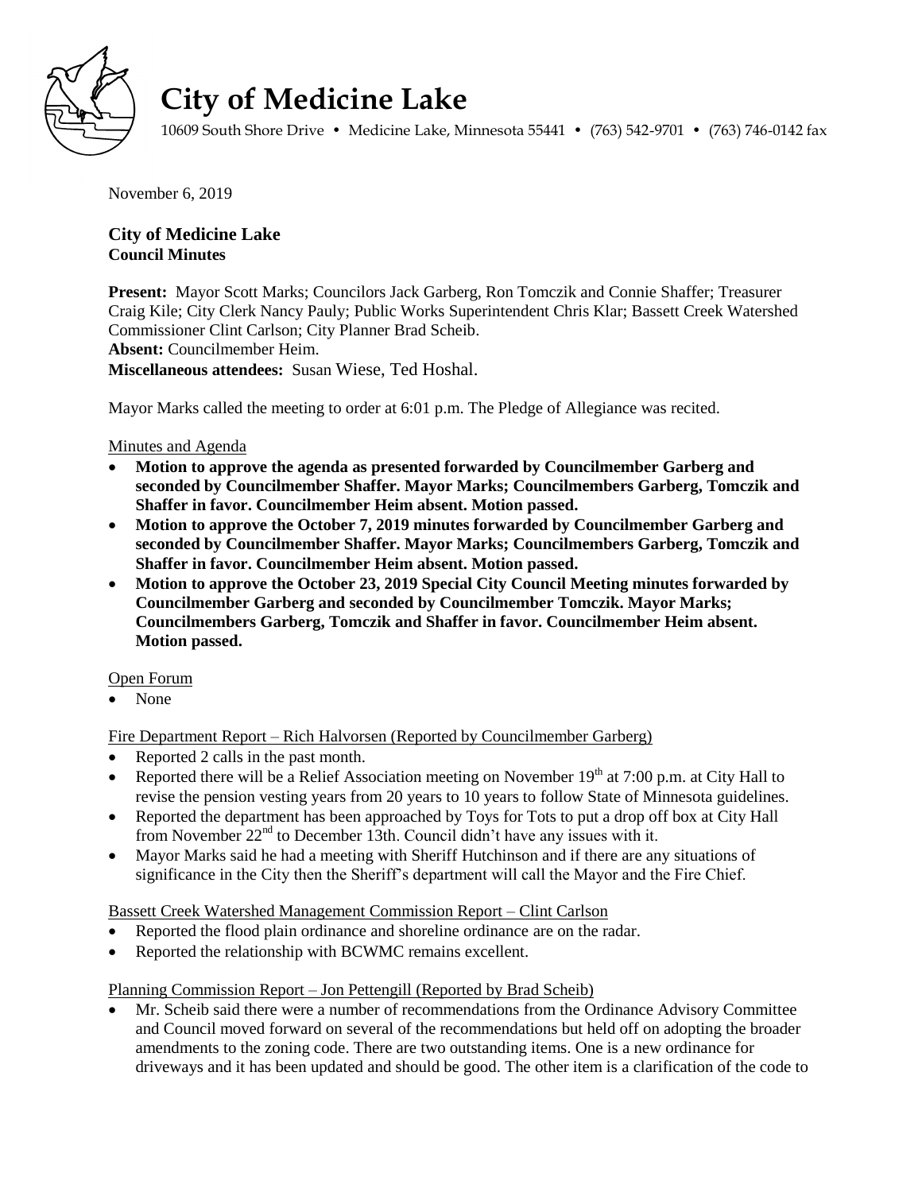# City of Medicine Lake

10609 South Shore Drive • Medicine Lake, Minnesota 55441 • (763) 542-9701 • (763) 746-0142 fax

November 6, 2019

**City of Medicine Lake**
**Council Minutes**

**Present:** Mayor Scott Marks; Councilors Jack Garberg, Ron Tomczik and Connie Shaffer; Treasurer Craig Kile; City Clerk Nancy Pauly; Public Works Superintendent Chris Klar; Bassett Creek Watershed Commissioner Clint Carlson; City Planner Brad Scheib.
**Absent:** Councilmember Heim.
**Miscellaneous attendees:** Susan Wiese, Ted Hoshal.

Mayor Marks called the meeting to order at 6:01 p.m. The Pledge of Allegiance was recited.

Minutes and Agenda

- **Motion to approve the agenda as presented forwarded by Councilmember Garberg and seconded by Councilmember Shaffer. Mayor Marks; Councilmembers Garberg, Tomczik and Shaffer in favor. Councilmember Heim absent. Motion passed.**
- **Motion to approve the October 7, 2019 minutes forwarded by Councilmember Garberg and seconded by Councilmember Shaffer. Mayor Marks; Councilmembers Garberg, Tomczik and Shaffer in favor. Councilmember Heim absent. Motion passed.**
- **Motion to approve the October 23, 2019 Special City Council Meeting minutes forwarded by Councilmember Garberg and seconded by Councilmember Tomczik. Mayor Marks; Councilmembers Garberg, Tomczik and Shaffer in favor. Councilmember Heim absent. Motion passed.**

Open Forum

- None

Fire Department Report – Rich Halvorsen (Reported by Councilmember Garberg)

- Reported 2 calls in the past month.
- Reported there will be a Relief Association meeting on November 19th at 7:00 p.m. at City Hall to revise the pension vesting years from 20 years to 10 years to follow State of Minnesota guidelines.
- Reported the department has been approached by Toys for Tots to put a drop off box at City Hall from November 22nd to December 13th. Council didn't have any issues with it.
- Mayor Marks said he had a meeting with Sheriff Hutchinson and if there are any situations of significance in the City then the Sheriff's department will call the Mayor and the Fire Chief.

Bassett Creek Watershed Management Commission Report – Clint Carlson

- Reported the flood plain ordinance and shoreline ordinance are on the radar.
- Reported the relationship with BCWMC remains excellent.

Planning Commission Report – Jon Pettengill (Reported by Brad Scheib)

- Mr. Scheib said there were a number of recommendations from the Ordinance Advisory Committee and Council moved forward on several of the recommendations but held off on adopting the broader amendments to the zoning code. There are two outstanding items. One is a new ordinance for driveways and it has been updated and should be good. The other item is a clarification of the code to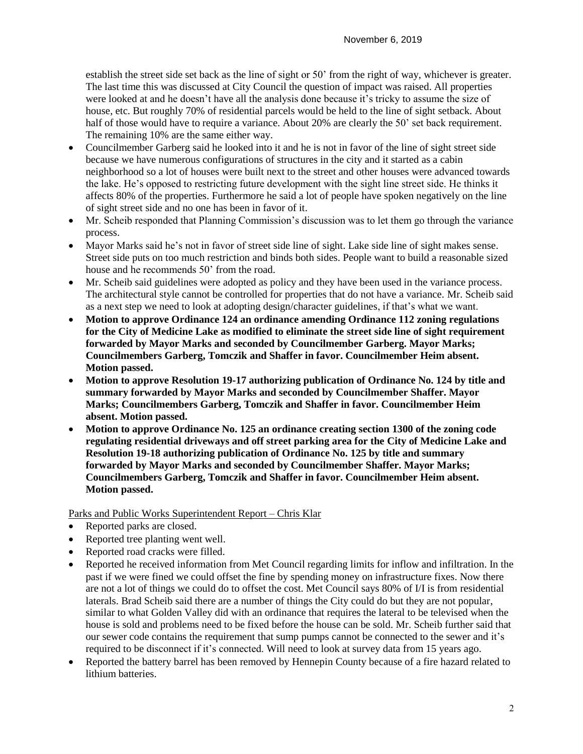establish the street side set back as the line of sight or 50' from the right of way, whichever is greater. The last time this was discussed at City Council the question of impact was raised. All properties were looked at and he doesn't have all the analysis done because it's tricky to assume the size of house, etc. But roughly 70% of residential parcels would be held to the line of sight setback. About half of those would have to require a variance. About 20% are clearly the 50' set back requirement. The remaining 10% are the same either way.

- Councilmember Garberg said he looked into it and he is not in favor of the line of sight street side because we have numerous configurations of structures in the city and it started as a cabin neighborhood so a lot of houses were built next to the street and other houses were advanced towards the lake. He's opposed to restricting future development with the sight line street side. He thinks it affects 80% of the properties. Furthermore he said a lot of people have spoken negatively on the line of sight street side and no one has been in favor of it.
- Mr. Scheib responded that Planning Commission's discussion was to let them go through the variance process.
- Mayor Marks said he's not in favor of street side line of sight. Lake side line of sight makes sense. Street side puts on too much restriction and binds both sides. People want to build a reasonable sized house and he recommends 50' from the road.
- Mr. Scheib said guidelines were adopted as policy and they have been used in the variance process. The architectural style cannot be controlled for properties that do not have a variance. Mr. Scheib said as a next step we need to look at adopting design/character guidelines, if that's what we want.
- **Motion to approve Ordinance 124 an ordinance amending Ordinance 112 zoning regulations for the City of Medicine Lake as modified to eliminate the street side line of sight requirement forwarded by Mayor Marks and seconded by Councilmember Garberg. Mayor Marks; Councilmembers Garberg, Tomczik and Shaffer in favor. Councilmember Heim absent. Motion passed.**
- **Motion to approve Resolution 19-17 authorizing publication of Ordinance No. 124 by title and summary forwarded by Mayor Marks and seconded by Councilmember Shaffer. Mayor Marks; Councilmembers Garberg, Tomczik and Shaffer in favor. Councilmember Heim absent. Motion passed.**
- **Motion to approve Ordinance No. 125 an ordinance creating section 1300 of the zoning code regulating residential driveways and off street parking area for the City of Medicine Lake and Resolution 19-18 authorizing publication of Ordinance No. 125 by title and summary forwarded by Mayor Marks and seconded by Councilmember Shaffer. Mayor Marks; Councilmembers Garberg, Tomczik and Shaffer in favor. Councilmember Heim absent. Motion passed.**

Parks and Public Works Superintendent Report – Chris Klar

- Reported parks are closed.
- Reported tree planting went well.
- Reported road cracks were filled.
- Reported he received information from Met Council regarding limits for inflow and infiltration. In the past if we were fined we could offset the fine by spending money on infrastructure fixes. Now there are not a lot of things we could do to offset the cost. Met Council says 80% of I/I is from residential laterals. Brad Scheib said there are a number of things the City could do but they are not popular, similar to what Golden Valley did with an ordinance that requires the lateral to be televised when the house is sold and problems need to be fixed before the house can be sold. Mr. Scheib further said that our sewer code contains the requirement that sump pumps cannot be connected to the sewer and it's required to be disconnect if it's connected. Will need to look at survey data from 15 years ago.
- Reported the battery barrel has been removed by Hennepin County because of a fire hazard related to lithium batteries.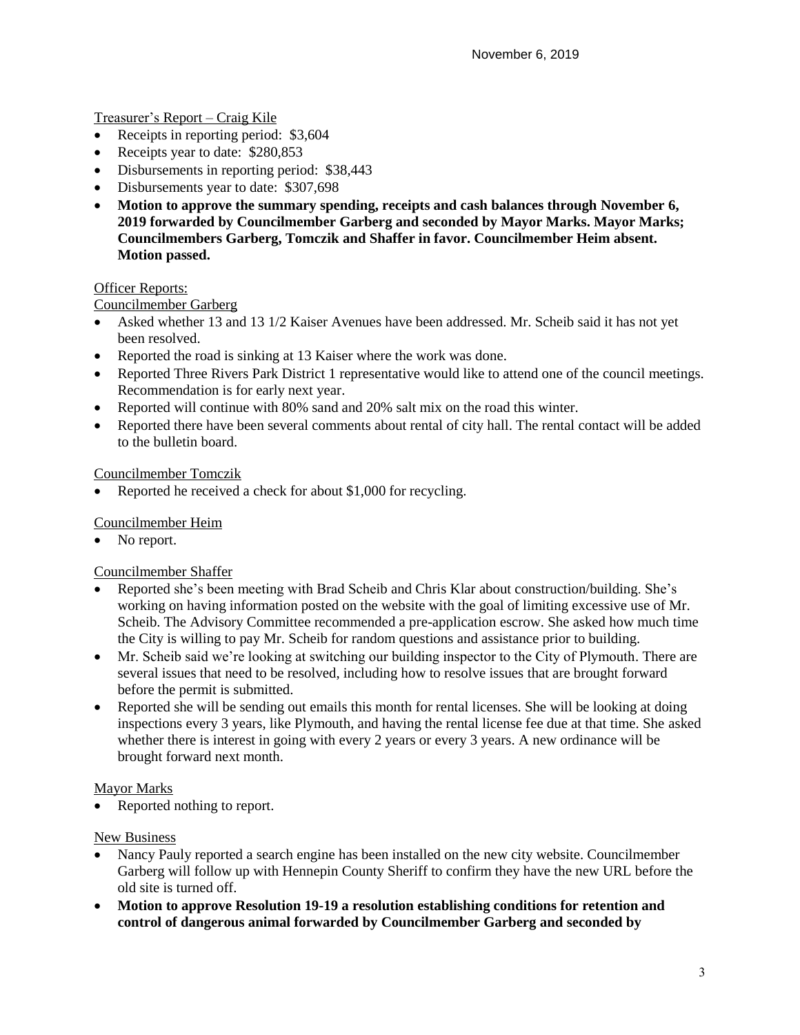Treasurer's Report – Craig Kile

- Receipts in reporting period: $3,604
- Receipts year to date: $280,853
- Disbursements in reporting period: $38,443
- Disbursements year to date: $307,698
- **Motion to approve the summary spending, receipts and cash balances through November 6, 2019 forwarded by Councilmember Garberg and seconded by Mayor Marks. Mayor Marks; Councilmembers Garberg, Tomczik and Shaffer in favor. Councilmember Heim absent. Motion passed.**

Officer Reports:

Councilmember Garberg

- Asked whether 13 and 13 1/2 Kaiser Avenues have been addressed. Mr. Scheib said it has not yet been resolved.
- Reported the road is sinking at 13 Kaiser where the work was done.
- Reported Three Rivers Park District 1 representative would like to attend one of the council meetings. Recommendation is for early next year.
- Reported will continue with 80% sand and 20% salt mix on the road this winter.
- Reported there have been several comments about rental of city hall. The rental contact will be added to the bulletin board.

Councilmember Tomczik

- Reported he received a check for about $1,000 for recycling.

Councilmember Heim

- No report.

Councilmember Shaffer

- Reported she's been meeting with Brad Scheib and Chris Klar about construction/building. She's working on having information posted on the website with the goal of limiting excessive use of Mr. Scheib. The Advisory Committee recommended a pre-application escrow. She asked how much time the City is willing to pay Mr. Scheib for random questions and assistance prior to building.
- Mr. Scheib said we're looking at switching our building inspector to the City of Plymouth. There are several issues that need to be resolved, including how to resolve issues that are brought forward before the permit is submitted.
- Reported she will be sending out emails this month for rental licenses. She will be looking at doing inspections every 3 years, like Plymouth, and having the rental license fee due at that time. She asked whether there is interest in going with every 2 years or every 3 years. A new ordinance will be brought forward next month.

Mayor Marks

- Reported nothing to report.

New Business

- Nancy Pauly reported a search engine has been installed on the new city website. Councilmember Garberg will follow up with Hennepin County Sheriff to confirm they have the new URL before the old site is turned off.
- **Motion to approve Resolution 19-19 a resolution establishing conditions for retention and control of dangerous animal forwarded by Councilmember Garberg and seconded by**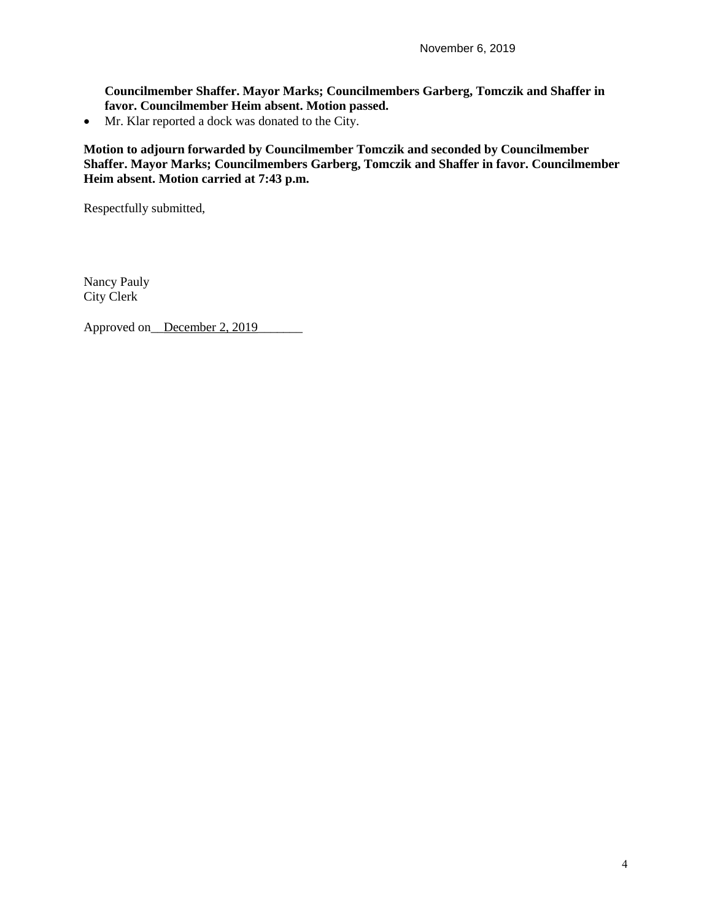**Councilmember Shaffer. Mayor Marks; Councilmembers Garberg, Tomczik and Shaffer in favor. Councilmember Heim absent. Motion passed.**

- Mr. Klar reported a dock was donated to the City.

**Motion to adjourn forwarded by Councilmember Tomczik and seconded by Councilmember Shaffer. Mayor Marks; Councilmembers Garberg, Tomczik and Shaffer in favor. Councilmember Heim absent. Motion carried at 7:43 p.m.**

Respectfully submitted,

Nancy Pauly
City Clerk

Approved on __December 2, 2019__